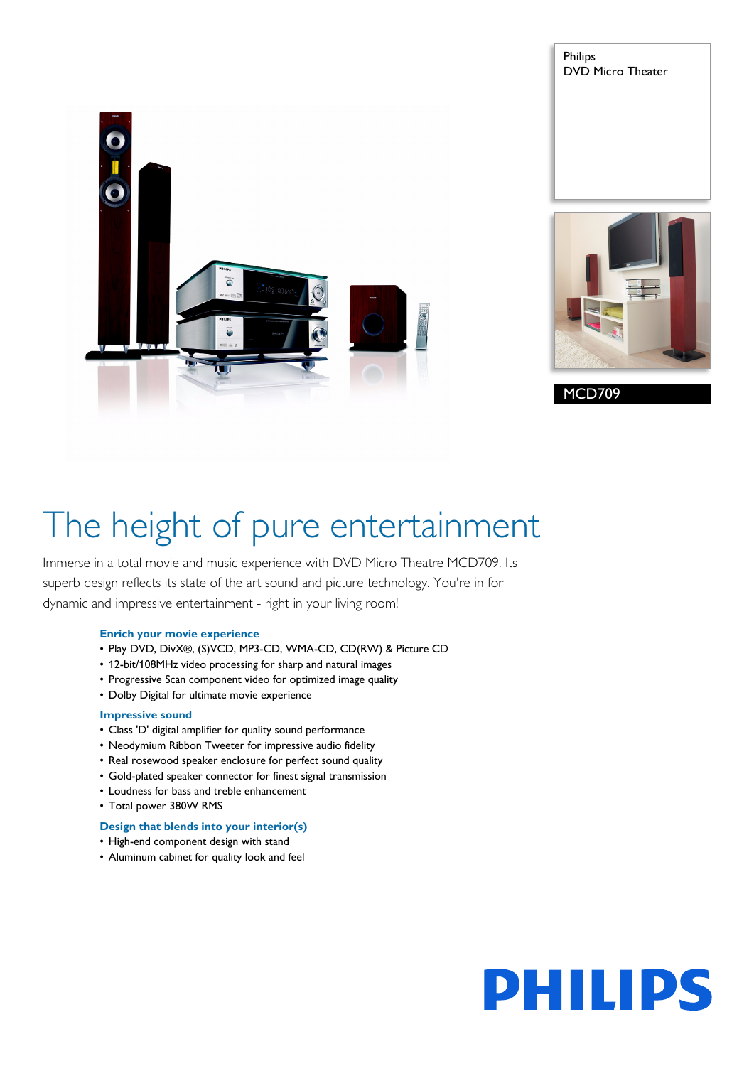Philips
DVD Micro Theater

MCD709

# The height of pure entertainment

Immerse in a total movie and music experience with DVD Micro Theatre MCD709. Its superb design reflects its state of the art sound and picture technology. You're in for dynamic and impressive entertainment - right in your living room!

### Enrich your movie experience

- Play DVD, DivX®, (S)VCD, MP3-CD, WMA-CD, CD(RW) & Picture CD
- 12-bit/108MHz video processing for sharp and natural images
- Progressive Scan component video for optimized image quality
- Dolby Digital for ultimate movie experience

### Impressive sound

- Class 'D' digital amplifier for quality sound performance
- Neodymium Ribbon Tweeter for impressive audio fidelity
- Real rosewood speaker enclosure for perfect sound quality
- Gold-plated speaker connector for finest signal transmission
- Loudness for bass and treble enhancement
- Total power 380W RMS

### Design that blends into your interior(s)

- High-end component design with stand
- Aluminum cabinet for quality look and feel

PHILIPS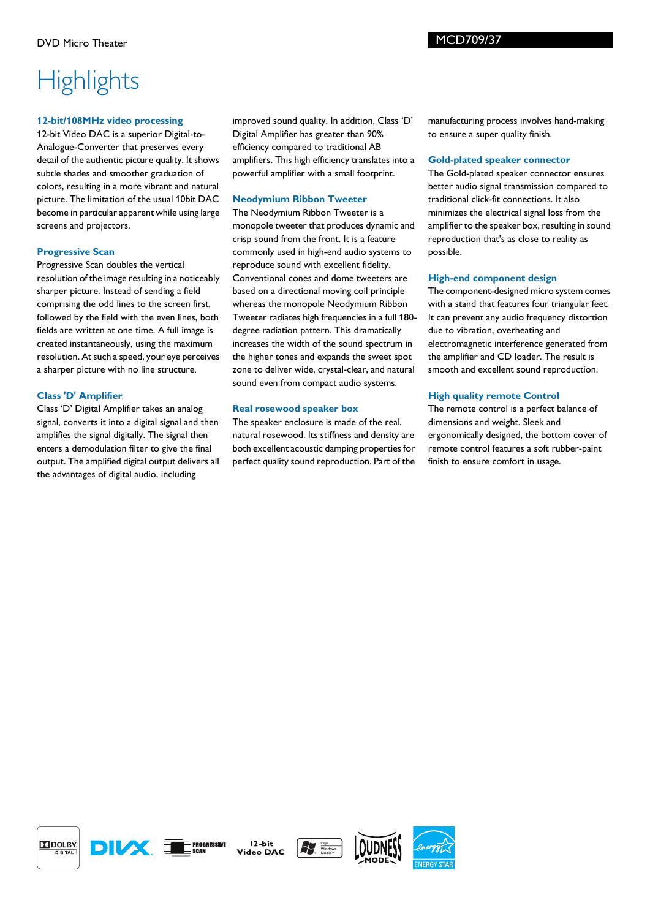# Highlights

### 12-bit/108MHz video processing

12-bit Video DAC is a superior Digital-to-Analogue-Converter that preserves every detail of the authentic picture quality. It shows subtle shades and smoother graduation of colors, resulting in a more vibrant and natural picture. The limitation of the usual 10bit DAC become in particular apparent while using large screens and projectors.

### Progressive Scan

Progressive Scan doubles the vertical resolution of the image resulting in a noticeably sharper picture. Instead of sending a field comprising the odd lines to the screen first, followed by the field with the even lines, both fields are written at one time. A full image is created instantaneously, using the maximum resolution. At such a speed, your eye perceives a sharper picture with no line structure.

### Class 'D' Amplifier

Class 'D' Digital Amplifier takes an analog signal, converts it into a digital signal and then amplifies the signal digitally. The signal then enters a demodulation filter to give the final output. The amplified digital output delivers all the advantages of digital audio, including improved sound quality. In addition, Class 'D' Digital Amplifier has greater than 90% efficiency compared to traditional AB amplifiers. This high efficiency translates into a powerful amplifier with a small footprint.

### Neodymium Ribbon Tweeter

The Neodymium Ribbon Tweeter is a monopole tweeter that produces dynamic and crisp sound from the front. It is a feature commonly used in high-end audio systems to reproduce sound with excellent fidelity. Conventional cones and dome tweeters are based on a directional moving coil principle whereas the monopole Neodymium Ribbon Tweeter radiates high frequencies in a full 180-degree radiation pattern. This dramatically increases the width of the sound spectrum in the higher tones and expands the sweet spot zone to deliver wide, crystal-clear, and natural sound even from compact audio systems.

### Real rosewood speaker box

The speaker enclosure is made of the real, natural rosewood. Its stiffness and density are both excellent acoustic damping properties for perfect quality sound reproduction. Part of the manufacturing process involves hand-making to ensure a super quality finish.

### Gold-plated speaker connector

The Gold-plated speaker connector ensures better audio signal transmission compared to traditional click-fit connections. It also minimizes the electrical signal loss from the amplifier to the speaker box, resulting in sound reproduction that's as close to reality as possible.

### High-end component design

The component-designed micro system comes with a stand that features four triangular feet. It can prevent any audio frequency distortion due to vibration, overheating and electromagnetic interference generated from the amplifier and CD loader. The result is smooth and excellent sound reproduction.

### High quality remote Control

The remote control is a perfect balance of dimensions and weight. Sleek and ergonomically designed, the bottom cover of remote control features a soft rubber-paint finish to ensure comfort in usage.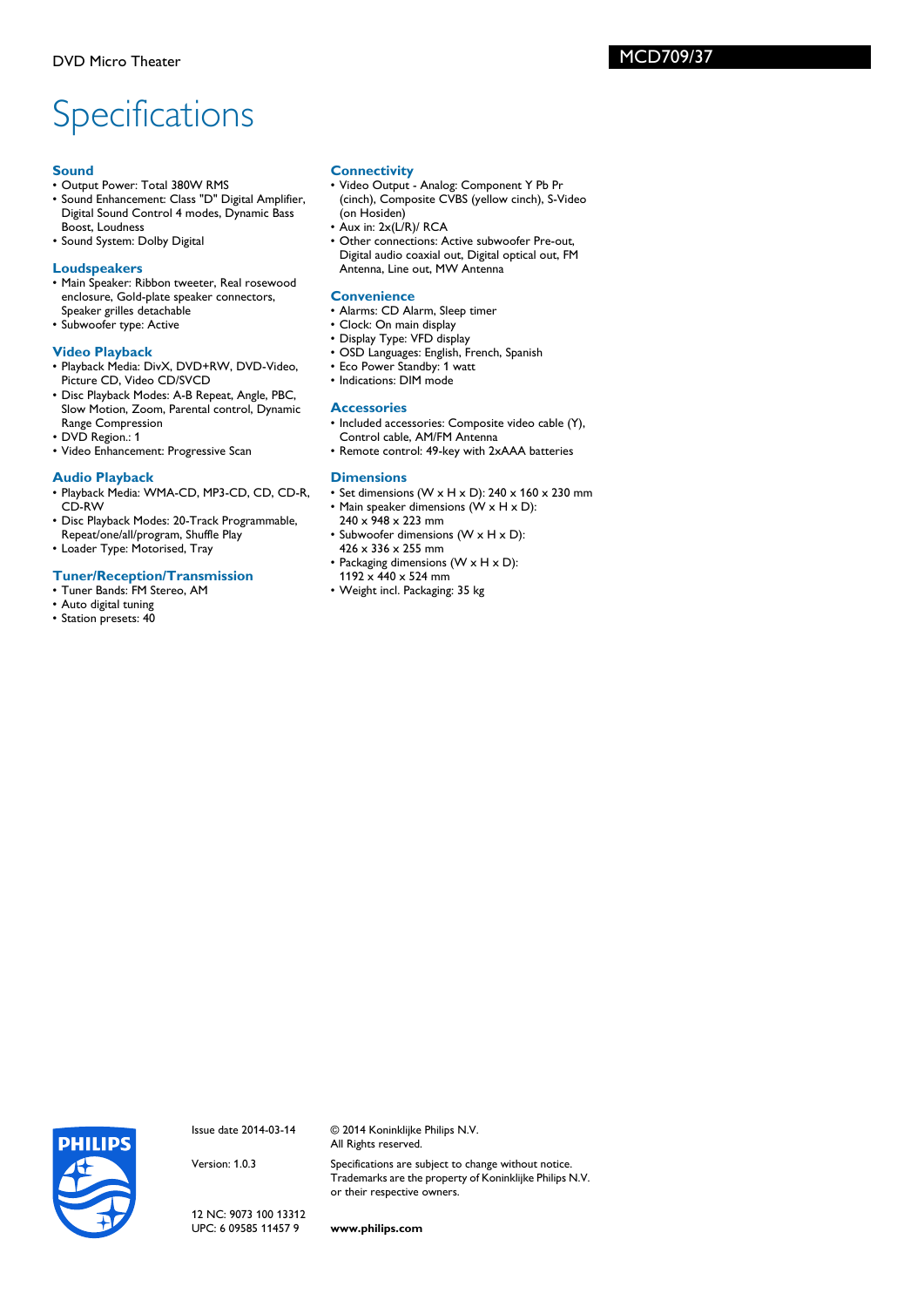DVD Micro Theater

MCD709/37

# Specifications

### Sound

- Output Power: Total 380W RMS
- Sound Enhancement: Class "D" Digital Amplifier, Digital Sound Control 4 modes, Dynamic Bass Boost, Loudness
- Sound System: Dolby Digital

### Loudspeakers

- Main Speaker: Ribbon tweeter, Real rosewood enclosure, Gold-plate speaker connectors, Speaker grilles detachable
- Subwoofer type: Active

### Video Playback

- Playback Media: DivX, DVD+RW, DVD-Video, Picture CD, Video CD/SVCD
- Disc Playback Modes: A-B Repeat, Angle, PBC, Slow Motion, Zoom, Parental control, Dynamic Range Compression
- DVD Region.: 1
- Video Enhancement: Progressive Scan

### Audio Playback

- Playback Media: WMA-CD, MP3-CD, CD, CD-R, CD-RW
- Disc Playback Modes: 20-Track Programmable, Repeat/one/all/program, Shuffle Play
- Loader Type: Motorised, Tray

### Tuner/Reception/Transmission

- Tuner Bands: FM Stereo, AM
- Auto digital tuning
- Station presets: 40

### Connectivity

- Video Output - Analog: Component Y Pb Pr (cinch), Composite CVBS (yellow cinch), S-Video (on Hosiden)
- Aux in: 2x(L/R)/ RCA
- Other connections: Active subwoofer Pre-out, Digital audio coaxial out, Digital optical out, FM Antenna, Line out, MW Antenna

### Convenience

- Alarms: CD Alarm, Sleep timer
- Clock: On main display
- Display Type: VFD display
- OSD Languages: English, French, Spanish
- Eco Power Standby: 1 watt
- Indications: DIM mode

### Accessories

- Included accessories: Composite video cable (Y), Control cable, AM/FM Antenna
- Remote control: 49-key with 2xAAA batteries

### Dimensions

- Set dimensions (W x H x D): 240 x 160 x 230 mm
- Main speaker dimensions (W x H x D): 240 x 948 x 223 mm
- Subwoofer dimensions (W x H x D): 426 x 336 x 255 mm
- Packaging dimensions (W x H x D): 1192 x 440 x 524 mm
- Weight incl. Packaging: 35 kg

Issue date 2014-03-14

Version: 1.0.3

12 NC: 9073 100 13312
UPC: 6 09585 11457 9

© 2014 Koninklijke Philips N.V.
All Rights reserved.

Specifications are subject to change without notice. Trademarks are the property of Koninklijke Philips N.V. or their respective owners.

**www.philips.com**